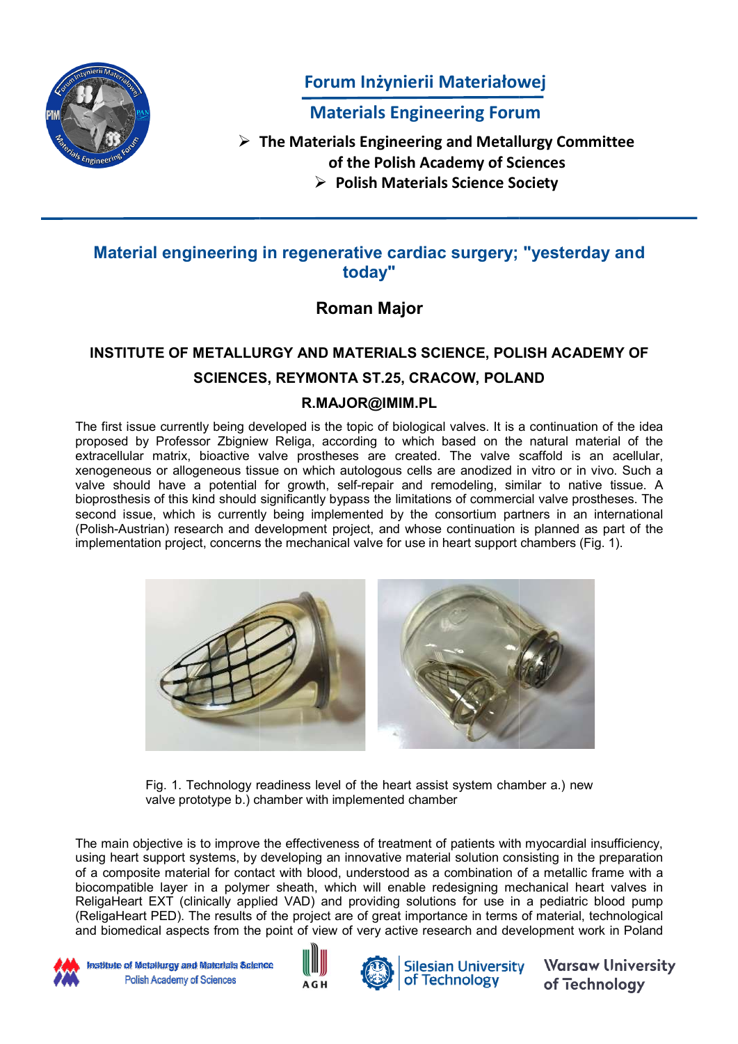# Forum Inżynierii Materiałowej

## Materials Engineering Forum

- **The Materials Engineering and Metallurgy Committee of the Polish Academy of Sciences**
- **Polish Materials Science Society**

## Material engineering in regenerative cardiac surgery; "yesterday and today"

### Roman Major

**INSTITUTE OF METALLURGY AND MATERIALS SCIENCE, POLISH ACADEMY OF SCIENCES, REYMONTA ST.25, CRACOW, POLAND**

**R.MAJOR@IMIM.PL**

The first issue currently being developed is the topic of biological valves. It is a continuation of the idea proposed by Professor Zbigniew Religa, according to which based on the natural material of the extracellular matrix, bioactive valve prostheses are created. The valve scaffold is an acellular, xenogeneous or allogeneous tissue on which autologous cells are anodized in vitro or in vivo. Such a valve should have a potential for growth, self-repair and remodeling, similar to native tissue. A bioprosthesis of this kind should significantly bypass the limitations of commercial valve prostheses. The second issue, which is currently being implemented by the consortium partners in an international (Polish-Austrian) research and development project, and whose continuation is planned as part of the implementation project, concerns the mechanical valve for use in heart support chambers (Fig. 1).

Fig. 1. Technology readiness level of the heart assist system chamber a.) new valve prototype b.) chamber with implemented chamber

The main objective is to improve the effectiveness of treatment of patients with myocardial insufficiency, using heart support systems, by developing an innovative material solution consisting in the preparation of a composite material for contact with blood, understood as a combination of a metallic frame with a biocompatible layer in a polymer sheath, which will enable redesigning mechanical heart valves in ReligaHeart EXT (clinically applied VAD) and providing solutions for use in a pediatric blood pump (ReligaHeart PED). The results of the project are of great importance in terms of material, technological and biomedical aspects from the point of view of very active research and development work in Poland

Institute of Metallurgy and Materials Science Polish Academy of Sciences | AGH | Silesian University of Technology | Warsaw University of Technology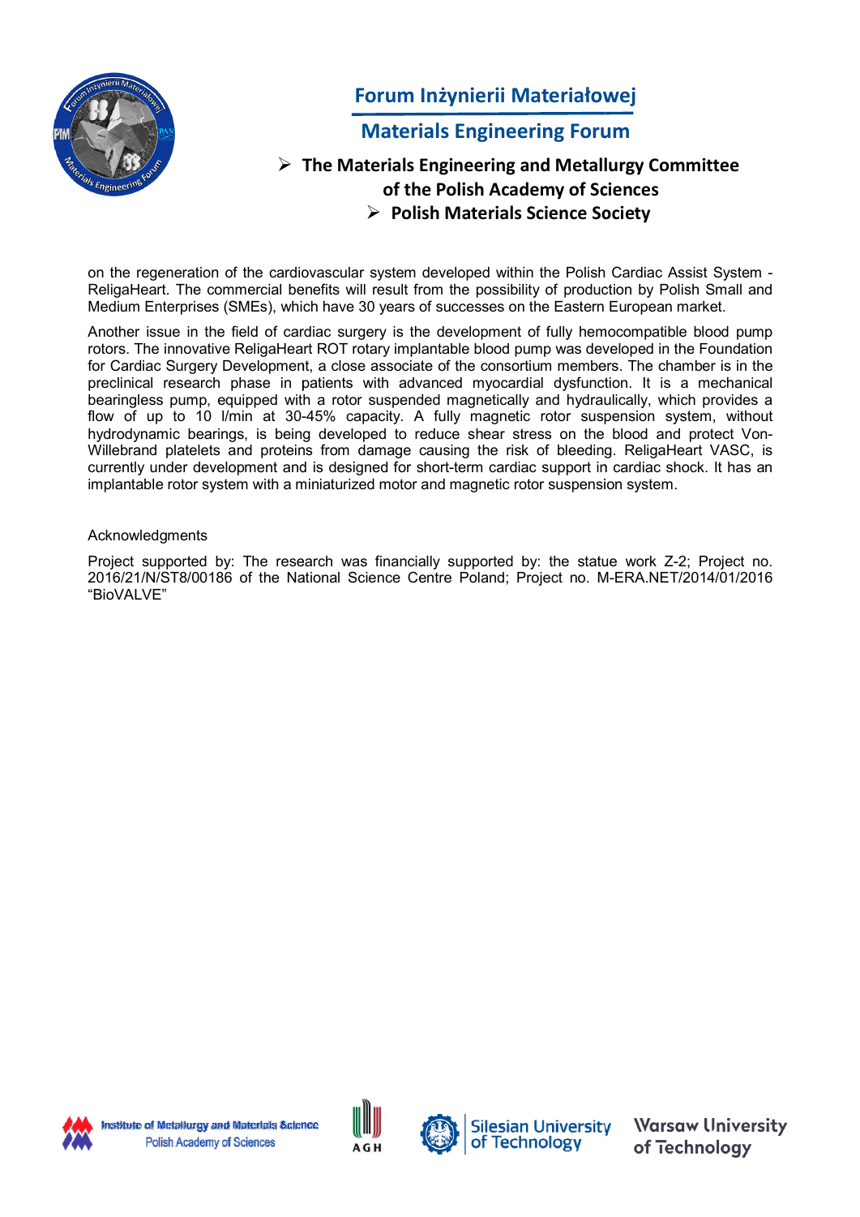on the regeneration of the cardiovascular system developed within the Polish Cardiac Assist System - ReligaHeart. The commercial benefits will result from the possibility of production by Polish Small and Medium Enterprises (SMEs), which have 30 years of successes on the Eastern European market.

Another issue in the field of cardiac surgery is the development of fully hemocompatible blood pump rotors. The innovative ReligaHeart ROT rotary implantable blood pump was developed in the Foundation for Cardiac Surgery Development, a close associate of the consortium members. The chamber is in the preclinical research phase in patients with advanced myocardial dysfunction. It is a mechanical bearingless pump, equipped with a rotor suspended magnetically and hydraulically, which provides a flow of up to 10 l/min at 30-45% capacity. A fully magnetic rotor suspension system, without hydrodynamic bearings, is being developed to reduce shear stress on the blood and protect Von-Willebrand platelets and proteins from damage causing the risk of bleeding. ReligaHeart VASC, is currently under development and is designed for short-term cardiac support in cardiac shock. It has an implantable rotor system with a miniaturized motor and magnetic rotor suspension system.

Acknowledgments

Project supported by: The research was financially supported by: the statue work Z-2; Project no. 2016/21/N/ST8/00186 of the National Science Centre Poland; Project no. M-ERA.NET/2014/01/2016 "BioVALVE"